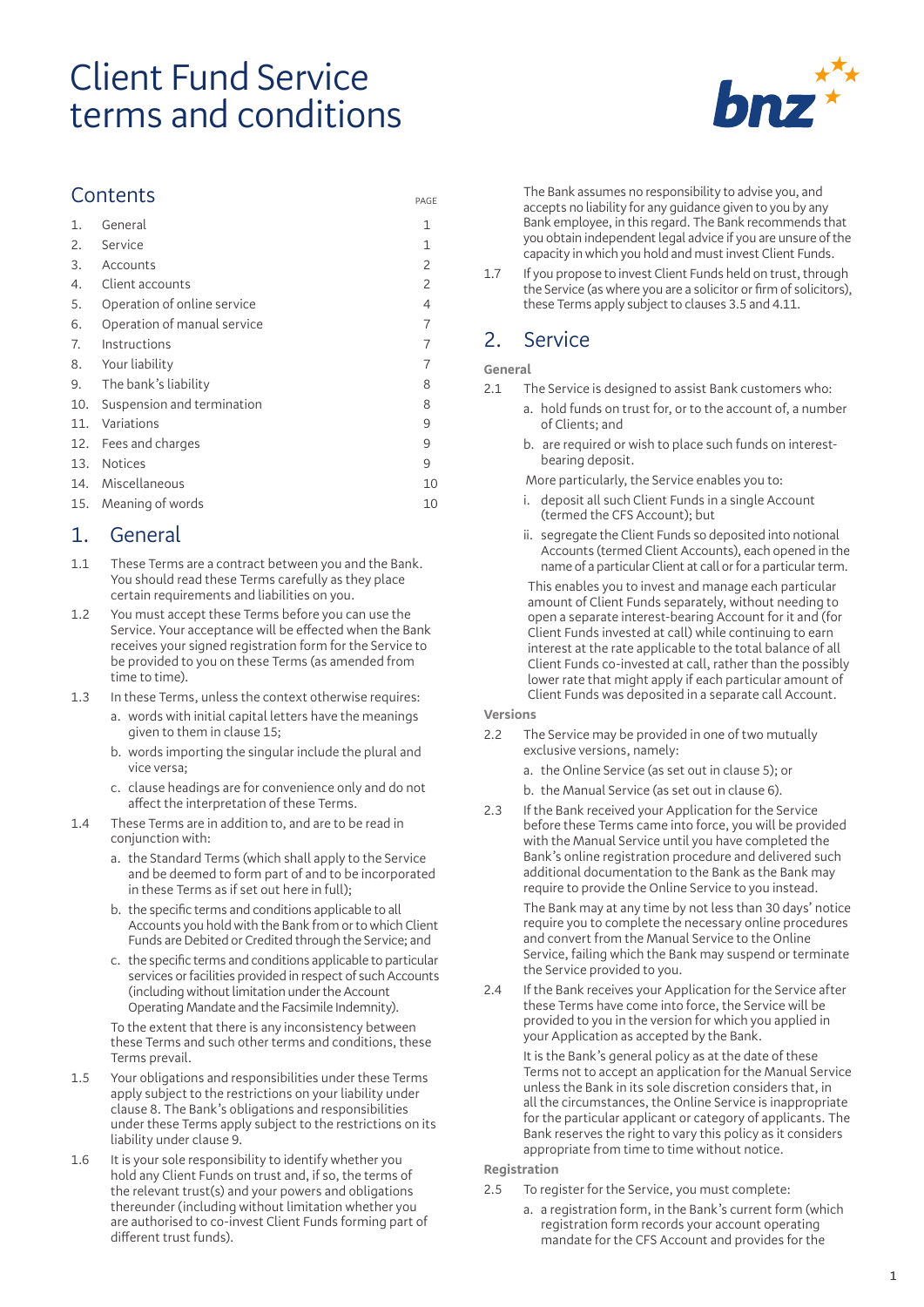# Client Fund Service terms and conditions

## Contents

| | | PAGE |
|---|---|---|
| 1. | General | 1 |
| 2. | Service | 1 |
| 3. | Accounts | 2 |
| 4. | Client accounts | 2 |
| 5. | Operation of online service | 4 |
| 6. | Operation of manual service | 7 |
| 7. | Instructions | 7 |
| 8. | Your liability | 7 |
| 9. | The bank's liability | 8 |
| 10. | Suspension and termination | 8 |
| 11. | Variations | 9 |
| 12. | Fees and charges | 9 |
| 13. | Notices | 9 |
| 14. | Miscellaneous | 10 |
| 15. | Meaning of words | 10 |

## 1. General

1.1 These Terms are a contract between you and the Bank. You should read these Terms carefully as they place certain requirements and liabilities on you.

1.2 You must accept these Terms before you can use the Service. Your acceptance will be effected when the Bank receives your signed registration form for the Service to be provided to you on these Terms (as amended from time to time).

1.3 In these Terms, unless the context otherwise requires:

a. words with initial capital letters have the meanings given to them in clause 15;

b. words importing the singular include the plural and vice versa;

c. clause headings are for convenience only and do not affect the interpretation of these Terms.

1.4 These Terms are in addition to, and are to be read in conjunction with:

a. the Standard Terms (which shall apply to the Service and be deemed to form part of and to be incorporated in these Terms as if set out here in full);

b. the specific terms and conditions applicable to all Accounts you hold with the Bank from or to which Client Funds are Debited or Credited through the Service; and

c. the specific terms and conditions applicable to particular services or facilities provided in respect of such Accounts (including without limitation under the Account Operating Mandate and the Facsimile Indemnity).

To the extent that there is any inconsistency between these Terms and such other terms and conditions, these Terms prevail.

1.5 Your obligations and responsibilities under these Terms apply subject to the restrictions on your liability under clause 8. The Bank's obligations and responsibilities under these Terms apply subject to the restrictions on its liability under clause 9.

1.6 It is your sole responsibility to identify whether you hold any Client Funds on trust and, if so, the terms of the relevant trust(s) and your powers and obligations thereunder (including without limitation whether you are authorised to co-invest Client Funds forming part of different trust funds).

The Bank assumes no responsibility to advise you, and accepts no liability for any guidance given to you by any Bank employee, in this regard. The Bank recommends that you obtain independent legal advice if you are unsure of the capacity in which you hold and must invest Client Funds.

1.7 If you propose to invest Client Funds held on trust, through the Service (as where you are a solicitor or firm of solicitors), these Terms apply subject to clauses 3.5 and 4.11.

## 2. Service

### General

2.1 The Service is designed to assist Bank customers who:

a. hold funds on trust for, or to the account of, a number of Clients; and

b. are required or wish to place such funds on interest-bearing deposit.

More particularly, the Service enables you to:

i. deposit all such Client Funds in a single Account (termed the CFS Account); but

ii. segregate the Client Funds so deposited into notional Accounts (termed Client Accounts), each opened in the name of a particular Client at call or for a particular term.

This enables you to invest and manage each particular amount of Client Funds separately, without needing to open a separate interest-bearing Account for it and (for Client Funds invested at call) while continuing to earn interest at the rate applicable to the total balance of all Client Funds co-invested at call, rather than the possibly lower rate that might apply if each particular amount of Client Funds was deposited in a separate call Account.

### Versions

2.2 The Service may be provided in one of two mutually exclusive versions, namely:

a. the Online Service (as set out in clause 5); or

b. the Manual Service (as set out in clause 6).

2.3 If the Bank received your Application for the Service before these Terms came into force, you will be provided with the Manual Service until you have completed the Bank's online registration procedure and delivered such additional documentation to the Bank as the Bank may require to provide the Online Service to you instead.

The Bank may at any time by not less than 30 days' notice require you to complete the necessary online procedures and convert from the Manual Service to the Online Service, failing which the Bank may suspend or terminate the Service provided to you.

2.4 If the Bank receives your Application for the Service after these Terms have come into force, the Service will be provided to you in the version for which you applied in your Application as accepted by the Bank.

It is the Bank's general policy as at the date of these Terms not to accept an application for the Manual Service unless the Bank in its sole discretion considers that, in all the circumstances, the Online Service is inappropriate for the particular applicant or category of applicants. The Bank reserves the right to vary this policy as it considers appropriate from time to time without notice.

### Registration

2.5 To register for the Service, you must complete:

a. a registration form, in the Bank's current form (which registration form records your account operating mandate for the CFS Account and provides for the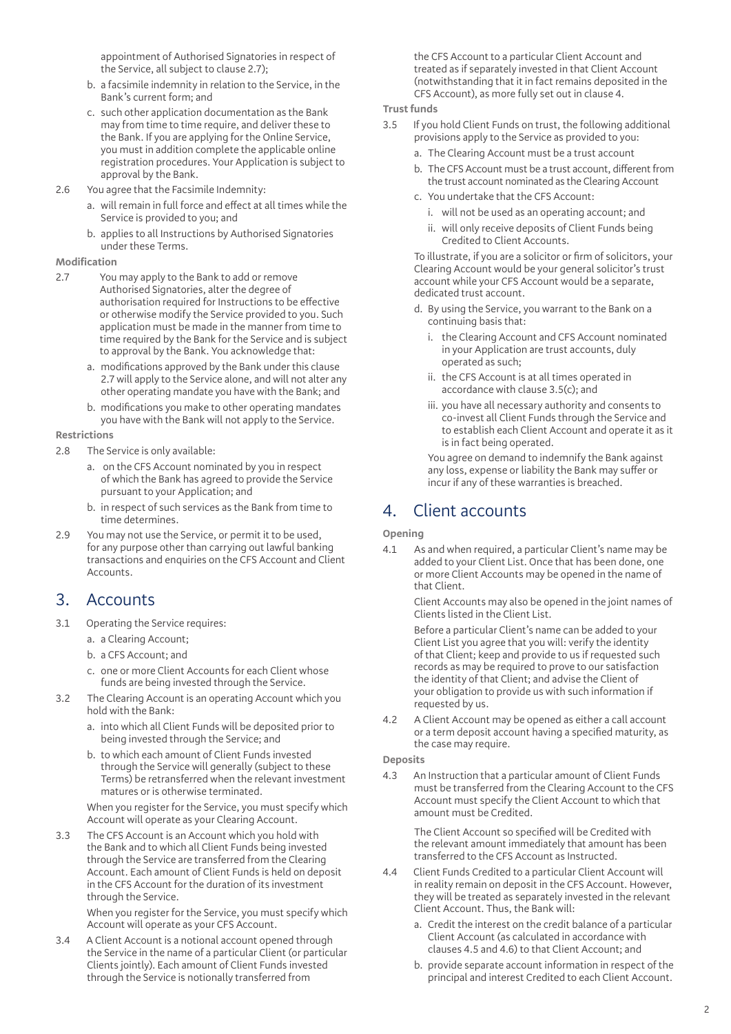appointment of Authorised Signatories in respect of the Service, all subject to clause 2.7);

b. a facsimile indemnity in relation to the Service, in the Bank's current form; and

c. such other application documentation as the Bank may from time to time require, and deliver these to the Bank. If you are applying for the Online Service, you must in addition complete the applicable online registration procedures. Your Application is subject to approval by the Bank.

2.6 You agree that the Facsimile Indemnity:

a. will remain in full force and effect at all times while the Service is provided to you; and

b. applies to all Instructions by Authorised Signatories under these Terms.

**Modification**

2.7 You may apply to the Bank to add or remove Authorised Signatories, alter the degree of authorisation required for Instructions to be effective or otherwise modify the Service provided to you. Such application must be made in the manner from time to time required by the Bank for the Service and is subject to approval by the Bank. You acknowledge that:

a. modifications approved by the Bank under this clause 2.7 will apply to the Service alone, and will not alter any other operating mandate you have with the Bank; and

b. modifications you make to other operating mandates you have with the Bank will not apply to the Service.

**Restrictions**

2.8 The Service is only available:

a. on the CFS Account nominated by you in respect of which the Bank has agreed to provide the Service pursuant to your Application; and

b. in respect of such services as the Bank from time to time determines.

2.9 You may not use the Service, or permit it to be used, for any purpose other than carrying out lawful banking transactions and enquiries on the CFS Account and Client Accounts.

## 3. Accounts

3.1 Operating the Service requires:

a. a Clearing Account;

b. a CFS Account; and

c. one or more Client Accounts for each Client whose funds are being invested through the Service.

3.2 The Clearing Account is an operating Account which you hold with the Bank:

a. into which all Client Funds will be deposited prior to being invested through the Service; and

b. to which each amount of Client Funds invested through the Service will generally (subject to these Terms) be retransferred when the relevant investment matures or is otherwise terminated.

When you register for the Service, you must specify which Account will operate as your Clearing Account.

3.3 The CFS Account is an Account which you hold with the Bank and to which all Client Funds being invested through the Service are transferred from the Clearing Account. Each amount of Client Funds is held on deposit in the CFS Account for the duration of its investment through the Service.

When you register for the Service, you must specify which Account will operate as your CFS Account.

3.4 A Client Account is a notional account opened through the Service in the name of a particular Client (or particular Clients jointly). Each amount of Client Funds invested through the Service is notionally transferred from the CFS Account to a particular Client Account and treated as if separately invested in that Client Account (notwithstanding that it in fact remains deposited in the CFS Account), as more fully set out in clause 4.

**Trust funds**

3.5 If you hold Client Funds on trust, the following additional provisions apply to the Service as provided to you:

a. The Clearing Account must be a trust account

b. The CFS Account must be a trust account, different from the trust account nominated as the Clearing Account

c. You undertake that the CFS Account:

i. will not be used as an operating account; and

ii. will only receive deposits of Client Funds being Credited to Client Accounts.

To illustrate, if you are a solicitor or firm of solicitors, your Clearing Account would be your general solicitor's trust account while your CFS Account would be a separate, dedicated trust account.

d. By using the Service, you warrant to the Bank on a continuing basis that:

i. the Clearing Account and CFS Account nominated in your Application are trust accounts, duly operated as such;

ii. the CFS Account is at all times operated in accordance with clause 3.5(c); and

iii. you have all necessary authority and consents to co-invest all Client Funds through the Service and to establish each Client Account and operate it as it is in fact being operated.

You agree on demand to indemnify the Bank against any loss, expense or liability the Bank may suffer or incur if any of these warranties is breached.

## 4. Client accounts

**Opening**

4.1 As and when required, a particular Client's name may be added to your Client List. Once that has been done, one or more Client Accounts may be opened in the name of that Client.

Client Accounts may also be opened in the joint names of Clients listed in the Client List.

Before a particular Client's name can be added to your Client List you agree that you will: verify the identity of that Client; keep and provide to us if requested such records as may be required to prove to our satisfaction the identity of that Client; and advise the Client of your obligation to provide us with such information if requested by us.

4.2 A Client Account may be opened as either a call account or a term deposit account having a specified maturity, as the case may require.

**Deposits**

4.3 An Instruction that a particular amount of Client Funds must be transferred from the Clearing Account to the CFS Account must specify the Client Account to which that amount must be Credited.

The Client Account so specified will be Credited with the relevant amount immediately that amount has been transferred to the CFS Account as Instructed.

4.4 Client Funds Credited to a particular Client Account will in reality remain on deposit in the CFS Account. However, they will be treated as separately invested in the relevant Client Account. Thus, the Bank will:

a. Credit the interest on the credit balance of a particular Client Account (as calculated in accordance with clauses 4.5 and 4.6) to that Client Account; and

b. provide separate account information in respect of the principal and interest Credited to each Client Account.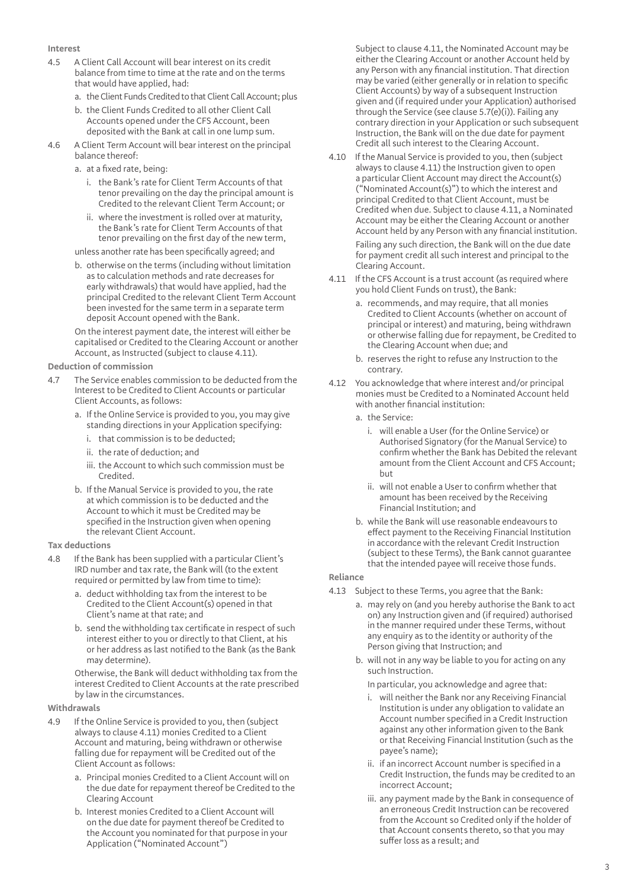**Interest**

4.5 A Client Call Account will bear interest on its credit balance from time to time at the rate and on the terms that would have applied, had:

a. the Client Funds Credited to that Client Call Account; plus

b. the Client Funds Credited to all other Client Call Accounts opened under the CFS Account, been deposited with the Bank at call in one lump sum.

4.6 A Client Term Account will bear interest on the principal balance thereof:

a. at a fixed rate, being:

i. the Bank's rate for Client Term Accounts of that tenor prevailing on the day the principal amount is Credited to the relevant Client Term Account; or

ii. where the investment is rolled over at maturity, the Bank's rate for Client Term Accounts of that tenor prevailing on the first day of the new term,

unless another rate has been specifically agreed; and

b. otherwise on the terms (including without limitation as to calculation methods and rate decreases for early withdrawals) that would have applied, had the principal Credited to the relevant Client Term Account been invested for the same term in a separate term deposit Account opened with the Bank.

On the interest payment date, the interest will either be capitalised or Credited to the Clearing Account or another Account, as Instructed (subject to clause 4.11).

**Deduction of commission**

4.7 The Service enables commission to be deducted from the Interest to be Credited to Client Accounts or particular Client Accounts, as follows:

a. If the Online Service is provided to you, you may give standing directions in your Application specifying:

i. that commission is to be deducted;

ii. the rate of deduction; and

iii. the Account to which such commission must be Credited.

b. If the Manual Service is provided to you, the rate at which commission is to be deducted and the Account to which it must be Credited may be specified in the Instruction given when opening the relevant Client Account.

**Tax deductions**

4.8 If the Bank has been supplied with a particular Client's IRD number and tax rate, the Bank will (to the extent required or permitted by law from time to time):

a. deduct withholding tax from the interest to be Credited to the Client Account(s) opened in that Client's name at that rate; and

b. send the withholding tax certificate in respect of such interest either to you or directly to that Client, at his or her address as last notified to the Bank (as the Bank may determine).

Otherwise, the Bank will deduct withholding tax from the interest Credited to Client Accounts at the rate prescribed by law in the circumstances.

**Withdrawals**

4.9 If the Online Service is provided to you, then (subject always to clause 4.11) monies Credited to a Client Account and maturing, being withdrawn or otherwise falling due for repayment will be Credited out of the Client Account as follows:

a. Principal monies Credited to a Client Account will on the due date for repayment thereof be Credited to the Clearing Account

b. Interest monies Credited to a Client Account will on the due date for payment thereof be Credited to the Account you nominated for that purpose in your Application ("Nominated Account")

Subject to clause 4.11, the Nominated Account may be either the Clearing Account or another Account held by any Person with any financial institution. That direction may be varied (either generally or in relation to specific Client Accounts) by way of a subsequent Instruction given and (if required under your Application) authorised through the Service (see clause 5.7(e)(i)). Failing any contrary direction in your Application or such subsequent Instruction, the Bank will on the due date for payment Credit all such interest to the Clearing Account.

4.10 If the Manual Service is provided to you, then (subject always to clause 4.11) the Instruction given to open a particular Client Account may direct the Account(s) ("Nominated Account(s)") to which the interest and principal Credited to that Client Account, must be Credited when due. Subject to clause 4.11, a Nominated Account may be either the Clearing Account or another Account held by any Person with any financial institution.

Failing any such direction, the Bank will on the due date for payment credit all such interest and principal to the Clearing Account.

4.11 If the CFS Account is a trust account (as required where you hold Client Funds on trust), the Bank:

a. recommends, and may require, that all monies Credited to Client Accounts (whether on account of principal or interest) and maturing, being withdrawn or otherwise falling due for repayment, be Credited to the Clearing Account when due; and

b. reserves the right to refuse any Instruction to the contrary.

4.12 You acknowledge that where interest and/or principal monies must be Credited to a Nominated Account held with another financial institution:

a. the Service:

i. will enable a User (for the Online Service) or Authorised Signatory (for the Manual Service) to confirm whether the Bank has Debited the relevant amount from the Client Account and CFS Account; but

ii. will not enable a User to confirm whether that amount has been received by the Receiving Financial Institution; and

b. while the Bank will use reasonable endeavours to effect payment to the Receiving Financial Institution in accordance with the relevant Credit Instruction (subject to these Terms), the Bank cannot guarantee that the intended payee will receive those funds.

**Reliance**

4.13 Subject to these Terms, you agree that the Bank:

a. may rely on (and you hereby authorise the Bank to act on) any Instruction given and (if required) authorised in the manner required under these Terms, without any enquiry as to the identity or authority of the Person giving that Instruction; and

b. will not in any way be liable to you for acting on any such Instruction.

In particular, you acknowledge and agree that:

i. will neither the Bank nor any Receiving Financial Institution is under any obligation to validate an Account number specified in a Credit Instruction against any other information given to the Bank or that Receiving Financial Institution (such as the payee's name);

ii. if an incorrect Account number is specified in a Credit Instruction, the funds may be credited to an incorrect Account;

iii. any payment made by the Bank in consequence of an erroneous Credit Instruction can be recovered from the Account so Credited only if the holder of that Account consents thereto, so that you may suffer loss as a result; and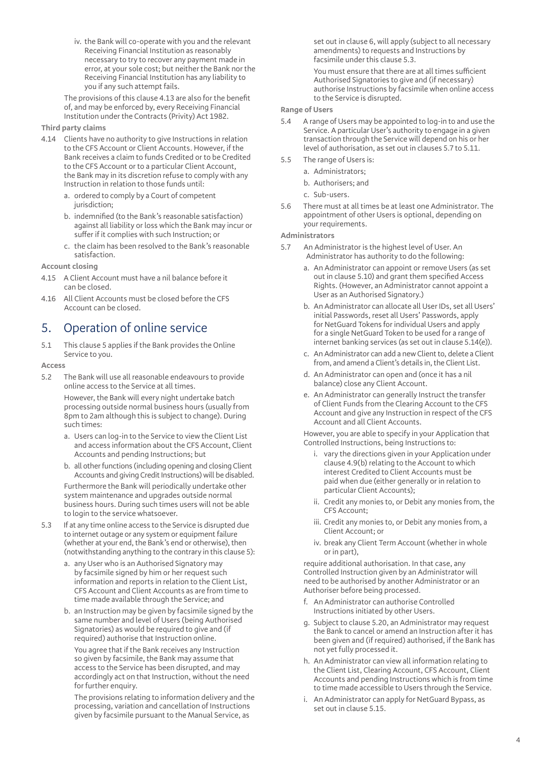iv. the Bank will co-operate with you and the relevant Receiving Financial Institution as reasonably necessary to try to recover any payment made in error, at your sole cost; but neither the Bank nor the Receiving Financial Institution has any liability to you if any such attempt fails.

The provisions of this clause 4.13 are also for the benefit of, and may be enforced by, every Receiving Financial Institution under the Contracts (Privity) Act 1982.

**Third party claims**

4.14 Clients have no authority to give Instructions in relation to the CFS Account or Client Accounts. However, if the Bank receives a claim to funds Credited or to be Credited to the CFS Account or to a particular Client Account, the Bank may in its discretion refuse to comply with any Instruction in relation to those funds until:

a. ordered to comply by a Court of competent jurisdiction;

b. indemnified (to the Bank's reasonable satisfaction) against all liability or loss which the Bank may incur or suffer if it complies with such Instruction; or

c. the claim has been resolved to the Bank's reasonable satisfaction.

**Account closing**

4.15 A Client Account must have a nil balance before it can be closed.

4.16 All Client Accounts must be closed before the CFS Account can be closed.

## 5. Operation of online service

5.1 This clause 5 applies if the Bank provides the Online Service to you.

**Access**

5.2 The Bank will use all reasonable endeavours to provide online access to the Service at all times.

However, the Bank will every night undertake batch processing outside normal business hours (usually from 8pm to 2am although this is subject to change). During such times:

a. Users can log-in to the Service to view the Client List and access information about the CFS Account, Client Accounts and pending Instructions; but

b. all other functions (including opening and closing Client Accounts and giving Credit Instructions) will be disabled.

Furthermore the Bank will periodically undertake other system maintenance and upgrades outside normal business hours. During such times users will not be able to login to the service whatsoever.

5.3 If at any time online access to the Service is disrupted due to internet outage or any system or equipment failure (whether at your end, the Bank's end or otherwise), then (notwithstanding anything to the contrary in this clause 5):

a. any User who is an Authorised Signatory may by facsimile signed by him or her request such information and reports in relation to the Client List, CFS Account and Client Accounts as are from time to time made available through the Service; and

b. an Instruction may be given by facsimile signed by the same number and level of Users (being Authorised Signatories) as would be required to give and (if required) authorise that Instruction online.

You agree that if the Bank receives any Instruction so given by facsimile, the Bank may assume that access to the Service has been disrupted, and may accordingly act on that Instruction, without the need for further enquiry.

The provisions relating to information delivery and the processing, variation and cancellation of Instructions given by facsimile pursuant to the Manual Service, as set out in clause 6, will apply (subject to all necessary amendments) to requests and Instructions by facsimile under this clause 5.3.

You must ensure that there are at all times sufficient Authorised Signatories to give and (if necessary) authorise Instructions by facsimile when online access to the Service is disrupted.

**Range of Users**

5.4 A range of Users may be appointed to log-in to and use the Service. A particular User's authority to engage in a given transaction through the Service will depend on his or her level of authorisation, as set out in clauses 5.7 to 5.11.

5.5 The range of Users is:

a. Administrators;

b. Authorisers; and

c. Sub-users.

5.6 There must at all times be at least one Administrator. The appointment of other Users is optional, depending on your requirements.

**Administrators**

5.7 An Administrator is the highest level of User. An Administrator has authority to do the following:

a. An Administrator can appoint or remove Users (as set out in clause 5.10) and grant them specified Access Rights. (However, an Administrator cannot appoint a User as an Authorised Signatory.)

b. An Administrator can allocate all User IDs, set all Users' initial Passwords, reset all Users' Passwords, apply for NetGuard Tokens for individual Users and apply for a single NetGuard Token to be used for a range of internet banking services (as set out in clause 5.14(e)).

c. An Administrator can add a new Client to, delete a Client from, and amend a Client's details in, the Client List.

d. An Administrator can open and (once it has a nil balance) close any Client Account.

e. An Administrator can generally Instruct the transfer of Client Funds from the Clearing Account to the CFS Account and give any Instruction in respect of the CFS Account and all Client Accounts.

However, you are able to specify in your Application that Controlled Instructions, being Instructions to:

i. vary the directions given in your Application under clause 4.9(b) relating to the Account to which interest Credited to Client Accounts must be paid when due (either generally or in relation to particular Client Accounts);

ii. Credit any monies to, or Debit any monies from, the CFS Account;

iii. Credit any monies to, or Debit any monies from, a Client Account; or

iv. break any Client Term Account (whether in whole or in part),

require additional authorisation. In that case, any Controlled Instruction given by an Administrator will need to be authorised by another Administrator or an Authoriser before being processed.

f. An Administrator can authorise Controlled Instructions initiated by other Users.

g. Subject to clause 5.20, an Administrator may request the Bank to cancel or amend an Instruction after it has been given and (if required) authorised, if the Bank has not yet fully processed it.

h. An Administrator can view all information relating to the Client List, Clearing Account, CFS Account, Client Accounts and pending Instructions which is from time to time made accessible to Users through the Service.

i. An Administrator can apply for NetGuard Bypass, as set out in clause 5.15.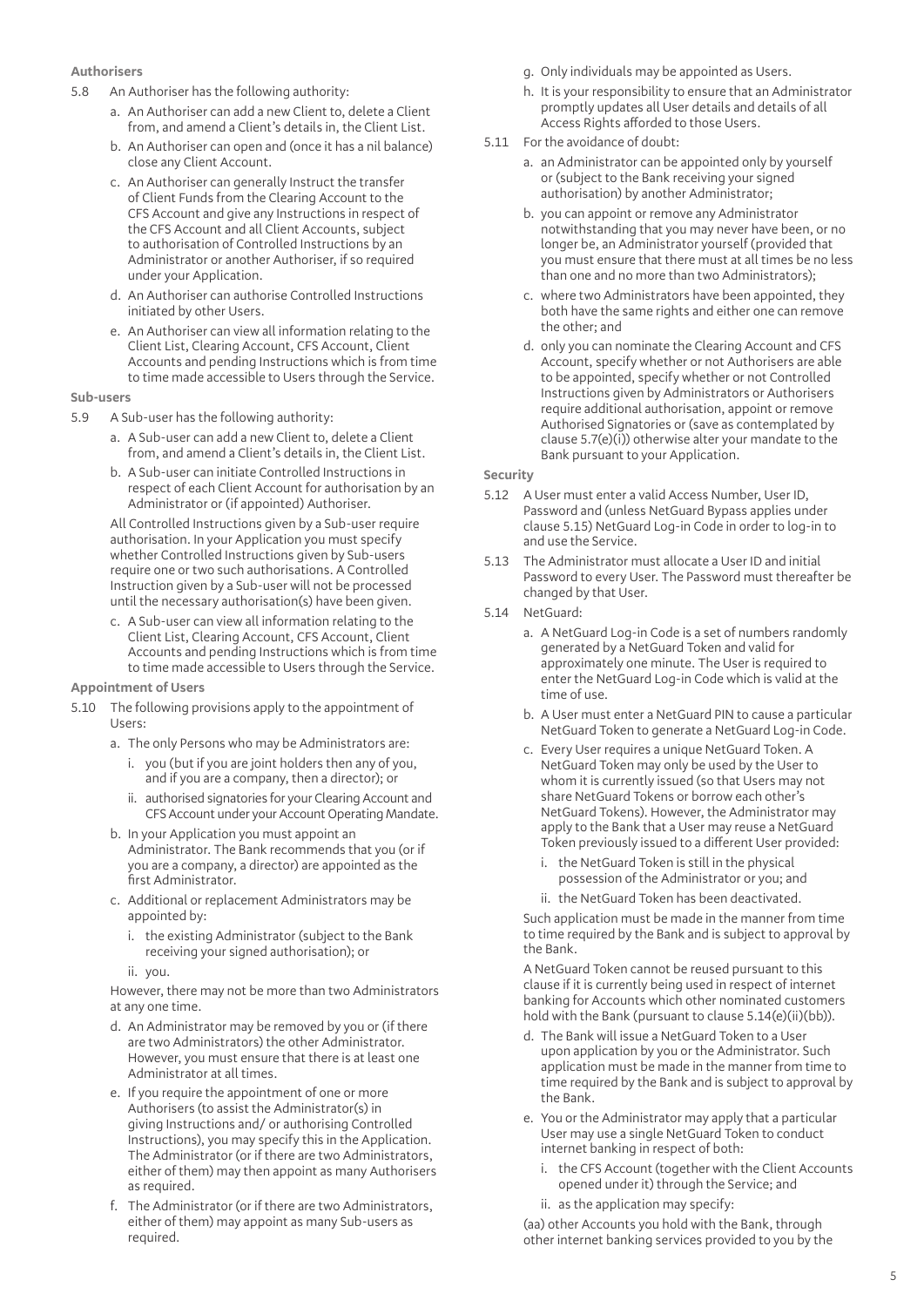**Authorisers**

5.8 An Authoriser has the following authority:

a. An Authoriser can add a new Client to, delete a Client from, and amend a Client's details in, the Client List.

b. An Authoriser can open and (once it has a nil balance) close any Client Account.

c. An Authoriser can generally Instruct the transfer of Client Funds from the Clearing Account to the CFS Account and give any Instructions in respect of the CFS Account and all Client Accounts, subject to authorisation of Controlled Instructions by an Administrator or another Authoriser, if so required under your Application.

d. An Authoriser can authorise Controlled Instructions initiated by other Users.

e. An Authoriser can view all information relating to the Client List, Clearing Account, CFS Account, Client Accounts and pending Instructions which is from time to time made accessible to Users through the Service.

**Sub-users**

5.9 A Sub-user has the following authority:

a. A Sub-user can add a new Client to, delete a Client from, and amend a Client's details in, the Client List.

b. A Sub-user can initiate Controlled Instructions in respect of each Client Account for authorisation by an Administrator or (if appointed) Authoriser.

All Controlled Instructions given by a Sub-user require authorisation. In your Application you must specify whether Controlled Instructions given by Sub-users require one or two such authorisations. A Controlled Instruction given by a Sub-user will not be processed until the necessary authorisation(s) have been given.

c. A Sub-user can view all information relating to the Client List, Clearing Account, CFS Account, Client Accounts and pending Instructions which is from time to time made accessible to Users through the Service.

**Appointment of Users**

5.10 The following provisions apply to the appointment of Users:

a. The only Persons who may be Administrators are:

i. you (but if you are joint holders then any of you, and if you are a company, then a director); or

ii. authorised signatories for your Clearing Account and CFS Account under your Account Operating Mandate.

b. In your Application you must appoint an Administrator. The Bank recommends that you (or if you are a company, a director) are appointed as the first Administrator.

c. Additional or replacement Administrators may be appointed by:

i. the existing Administrator (subject to the Bank receiving your signed authorisation); or

ii. you.

However, there may not be more than two Administrators at any one time.

d. An Administrator may be removed by you or (if there are two Administrators) the other Administrator. However, you must ensure that there is at least one Administrator at all times.

e. If you require the appointment of one or more Authorisers (to assist the Administrator(s) in giving Instructions and/ or authorising Controlled Instructions), you may specify this in the Application. The Administrator (or if there are two Administrators, either of them) may then appoint as many Authorisers as required.

f. The Administrator (or if there are two Administrators, either of them) may appoint as many Sub-users as required.

g. Only individuals may be appointed as Users.

h. It is your responsibility to ensure that an Administrator promptly updates all User details and details of all Access Rights afforded to those Users.

5.11 For the avoidance of doubt:

a. an Administrator can be appointed only by yourself or (subject to the Bank receiving your signed authorisation) by another Administrator;

b. you can appoint or remove any Administrator notwithstanding that you may never have been, or no longer be, an Administrator yourself (provided that you must ensure that there must at all times be no less than one and no more than two Administrators);

c. where two Administrators have been appointed, they both have the same rights and either one can remove the other; and

d. only you can nominate the Clearing Account and CFS Account, specify whether or not Authorisers are able to be appointed, specify whether or not Controlled Instructions given by Administrators or Authorisers require additional authorisation, appoint or remove Authorised Signatories or (save as contemplated by clause 5.7(e)(i)) otherwise alter your mandate to the Bank pursuant to your Application.

**Security**

5.12 A User must enter a valid Access Number, User ID, Password and (unless NetGuard Bypass applies under clause 5.15) NetGuard Log-in Code in order to log-in to and use the Service.

5.13 The Administrator must allocate a User ID and initial Password to every User. The Password must thereafter be changed by that User.

5.14 NetGuard:

a. A NetGuard Log-in Code is a set of numbers randomly generated by a NetGuard Token and valid for approximately one minute. The User is required to enter the NetGuard Log-in Code which is valid at the time of use.

b. A User must enter a NetGuard PIN to cause a particular NetGuard Token to generate a NetGuard Log-in Code.

c. Every User requires a unique NetGuard Token. A NetGuard Token may only be used by the User to whom it is currently issued (so that Users may not share NetGuard Tokens or borrow each other's NetGuard Tokens). However, the Administrator may apply to the Bank that a User may reuse a NetGuard Token previously issued to a different User provided:

i. the NetGuard Token is still in the physical possession of the Administrator or you; and

ii. the NetGuard Token has been deactivated.

Such application must be made in the manner from time to time required by the Bank and is subject to approval by the Bank.

A NetGuard Token cannot be reused pursuant to this clause if it is currently being used in respect of internet banking for Accounts which other nominated customers hold with the Bank (pursuant to clause 5.14(e)(ii)(bb)).

d. The Bank will issue a NetGuard Token to a User upon application by you or the Administrator. Such application must be made in the manner from time to time required by the Bank and is subject to approval by the Bank.

e. You or the Administrator may apply that a particular User may use a single NetGuard Token to conduct internet banking in respect of both:

i. the CFS Account (together with the Client Accounts opened under it) through the Service; and

ii. as the application may specify:

(aa) other Accounts you hold with the Bank, through other internet banking services provided to you by the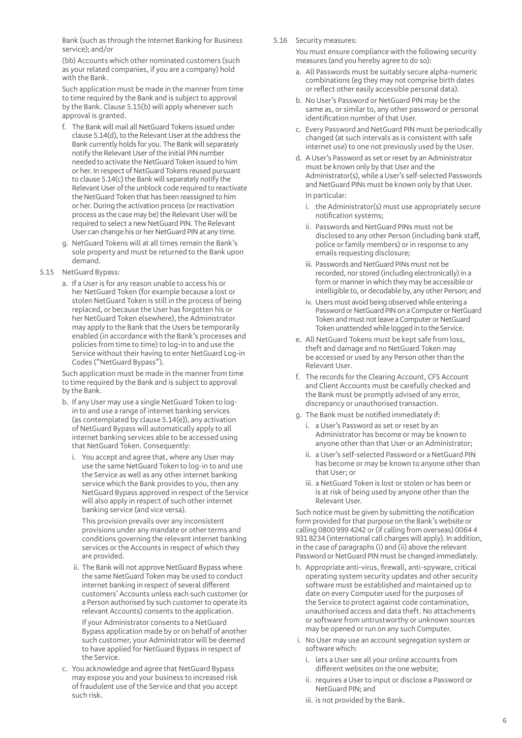Bank (such as through the Internet Banking for Business service); and/or

(bb) Accounts which other nominated customers (such as your related companies, if you are a company) hold with the Bank.

Such application must be made in the manner from time to time required by the Bank and is subject to approval by the Bank. Clause 5.15(b) will apply whenever such approval is granted.

f. The Bank will mail all NetGuard Tokens issued under clause 5.14(d), to the Relevant User at the address the Bank currently holds for you. The Bank will separately notify the Relevant User of the initial PIN number needed to activate the NetGuard Token issued to him or her. In respect of NetGuard Tokens reused pursuant to clause 5.14(c) the Bank will separately notify the Relevant User of the unblock code required to reactivate the NetGuard Token that has been reassigned to him or her. During the activation process (or reactivation process as the case may be) the Relevant User will be required to select a new NetGuard PIN. The Relevant User can change his or her NetGuard PIN at any time.

g. NetGuard Tokens will at all times remain the Bank's sole property and must be returned to the Bank upon demand.

5.15 NetGuard Bypass:

a. If a User is for any reason unable to access his or her NetGuard Token (for example because a lost or stolen NetGuard Token is still in the process of being replaced, or because the User has forgotten his or her NetGuard Token elsewhere), the Administrator may apply to the Bank that the Users be temporarily enabled (in accordance with the Bank's processes and policies from time to time) to log-in to and use the Service without their having to enter NetGuard Log-in Codes ("NetGuard Bypass").

Such application must be made in the manner from time to time required by the Bank and is subject to approval by the Bank.

b. If any User may use a single NetGuard Token to log-in to and use a range of internet banking services (as contemplated by clause 5.14(e)), any activation of NetGuard Bypass will automatically apply to all internet banking services able to be accessed using that NetGuard Token. Consequently:

i. You accept and agree that, where any User may use the same NetGuard Token to log-in to and use the Service as well as any other internet banking service which the Bank provides to you, then any NetGuard Bypass approved in respect of the Service will also apply in respect of such other internet banking service (and vice versa).

This provision prevails over any inconsistent provisions under any mandate or other terms and conditions governing the relevant internet banking services or the Accounts in respect of which they are provided.

ii. The Bank will not approve NetGuard Bypass where the same NetGuard Token may be used to conduct internet banking in respect of several different customers' Accounts unless each such customer (or a Person authorised by such customer to operate its relevant Accounts) consents to the application.

If your Administrator consents to a NetGuard Bypass application made by or on behalf of another such customer, your Administrator will be deemed to have applied for NetGuard Bypass in respect of the Service.

c. You acknowledge and agree that NetGuard Bypass may expose you and your business to increased risk of fraudulent use of the Service and that you accept such risk.

5.16 Security measures:

You must ensure compliance with the following security measures (and you hereby agree to do so):

a. All Passwords must be suitably secure alpha-numeric combinations (eg they may not comprise birth dates or reflect other easily accessible personal data).

b. No User's Password or NetGuard PIN may be the same as, or similar to, any other password or personal identification number of that User.

c. Every Password and NetGuard PIN must be periodically changed (at such intervals as is consistent with safe internet use) to one not previously used by the User.

d. A User's Password as set or reset by an Administrator must be known only by that User and the Administrator(s), while a User's self-selected Passwords and NetGuard PINs must be known only by that User.

In particular:

i. the Administrator(s) must use appropriately secure notification systems;

ii. Passwords and NetGuard PINs must not be disclosed to any other Person (including bank staff, police or family members) or in response to any emails requesting disclosure;

iii. Passwords and NetGuard PINs must not be recorded, nor stored (including electronically) in a form or manner in which they may be accessible or intelligible to, or decodable by, any other Person; and

iv. Users must avoid being observed while entering a Password or NetGuard PIN on a Computer or NetGuard Token and must not leave a Computer or NetGuard Token unattended while logged in to the Service.

e. All NetGuard Tokens must be kept safe from loss, theft and damage and no NetGuard Token may be accessed or used by any Person other than the Relevant User.

f. The records for the Clearing Account, CFS Account and Client Accounts must be carefully checked and the Bank must be promptly advised of any error, discrepancy or unauthorised transaction.

g. The Bank must be notified immediately if:

i. a User's Password as set or reset by an Administrator has become or may be known to anyone other than that User or an Administrator;

ii. a User's self-selected Password or a NetGuard PIN has become or may be known to anyone other than that User; or

iii. a NetGuard Token is lost or stolen or has been or is at risk of being used by anyone other than the Relevant User.

Such notice must be given by submitting the notification form provided for that purpose on the Bank's website or calling 0800 999 4242 or (if calling from overseas) 0064 4 931 8234 (international call charges will apply). In addition, in the case of paragraphs (i) and (ii) above the relevant Password or NetGuard PIN must be changed immediately.

h. Appropriate anti-virus, firewall, anti-spyware, critical operating system security updates and other security software must be established and maintained up to date on every Computer used for the purposes of the Service to protect against code contamination, unauthorised access and data theft. No attachments or software from untrustworthy or unknown sources may be opened or run on any such Computer.

i. No User may use an account segregation system or software which:

i. lets a User see all your online accounts from different websites on the one website;

ii. requires a User to input or disclose a Password or NetGuard PIN; and

iii. is not provided by the Bank.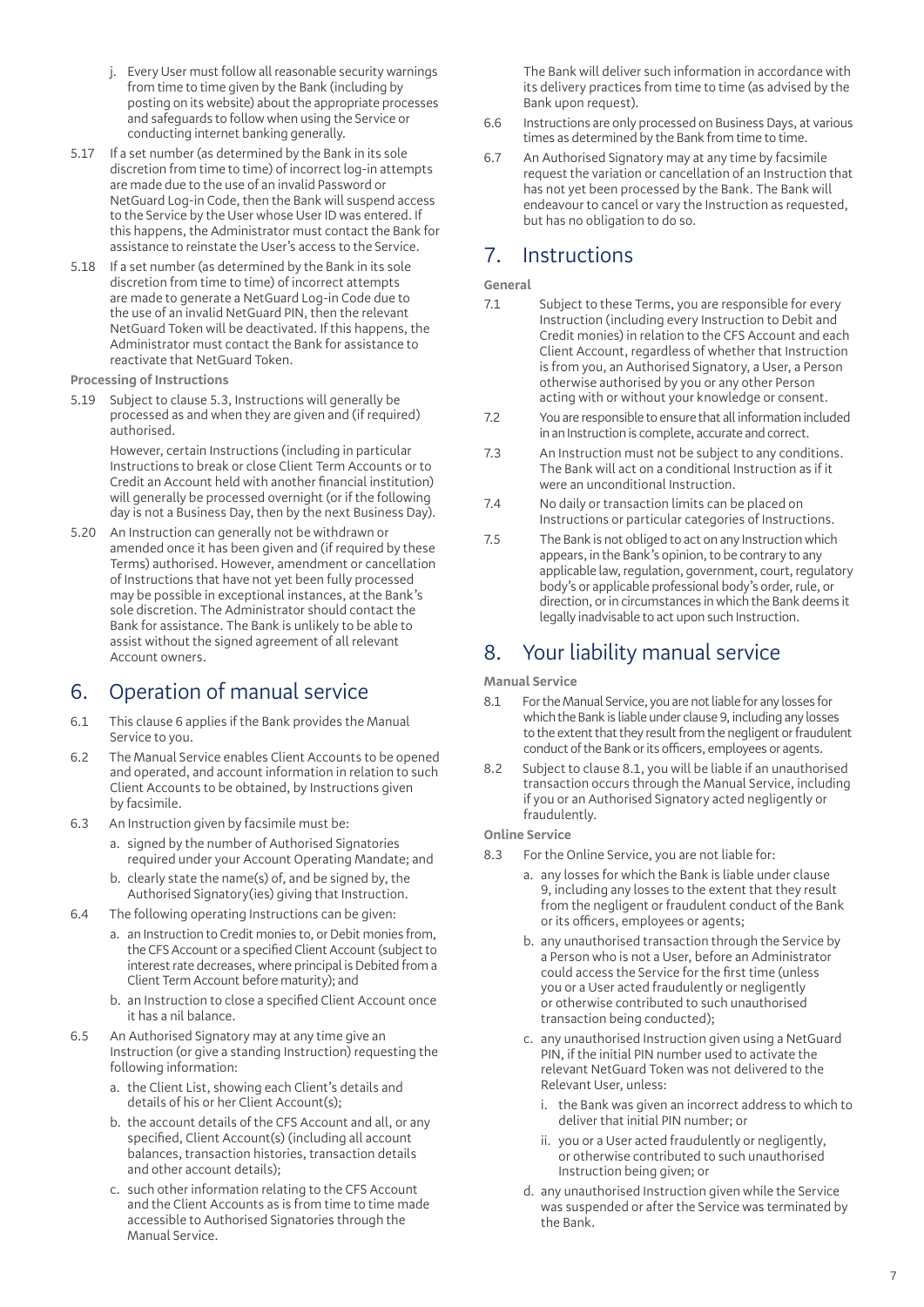j. Every User must follow all reasonable security warnings from time to time given by the Bank (including by posting on its website) about the appropriate processes and safeguards to follow when using the Service or conducting internet banking generally.

5.17 If a set number (as determined by the Bank in its sole discretion from time to time) of incorrect log-in attempts are made due to the use of an invalid Password or NetGuard Log-in Code, then the Bank will suspend access to the Service by the User whose User ID was entered. If this happens, the Administrator must contact the Bank for assistance to reinstate the User's access to the Service.

5.18 If a set number (as determined by the Bank in its sole discretion from time to time) of incorrect attempts are made to generate a NetGuard Log-in Code due to the use of an invalid NetGuard PIN, then the relevant NetGuard Token will be deactivated. If this happens, the Administrator must contact the Bank for assistance to reactivate that NetGuard Token.

**Processing of Instructions**

5.19 Subject to clause 5.3, Instructions will generally be processed as and when they are given and (if required) authorised.

However, certain Instructions (including in particular Instructions to break or close Client Term Accounts or to Credit an Account held with another financial institution) will generally be processed overnight (or if the following day is not a Business Day, then by the next Business Day).

5.20 An Instruction can generally not be withdrawn or amended once it has been given and (if required by these Terms) authorised. However, amendment or cancellation of Instructions that have not yet been fully processed may be possible in exceptional instances, at the Bank's sole discretion. The Administrator should contact the Bank for assistance. The Bank is unlikely to be able to assist without the signed agreement of all relevant Account owners.

## 6. Operation of manual service

6.1 This clause 6 applies if the Bank provides the Manual Service to you.

6.2 The Manual Service enables Client Accounts to be opened and operated, and account information in relation to such Client Accounts to be obtained, by Instructions given by facsimile.

6.3 An Instruction given by facsimile must be:

a. signed by the number of Authorised Signatories required under your Account Operating Mandate; and

b. clearly state the name(s) of, and be signed by, the Authorised Signatory(ies) giving that Instruction.

6.4 The following operating Instructions can be given:

a. an Instruction to Credit monies to, or Debit monies from, the CFS Account or a specified Client Account (subject to interest rate decreases, where principal is Debited from a Client Term Account before maturity); and

b. an Instruction to close a specified Client Account once it has a nil balance.

6.5 An Authorised Signatory may at any time give an Instruction (or give a standing Instruction) requesting the following information:

a. the Client List, showing each Client's details and details of his or her Client Account(s);

b. the account details of the CFS Account and all, or any specified, Client Account(s) (including all account balances, transaction histories, transaction details and other account details);

c. such other information relating to the CFS Account and the Client Accounts as is from time to time made accessible to Authorised Signatories through the Manual Service.

The Bank will deliver such information in accordance with its delivery practices from time to time (as advised by the Bank upon request).

6.6 Instructions are only processed on Business Days, at various times as determined by the Bank from time to time.

6.7 An Authorised Signatory may at any time by facsimile request the variation or cancellation of an Instruction that has not yet been processed by the Bank. The Bank will endeavour to cancel or vary the Instruction as requested, but has no obligation to do so.

## 7. Instructions

**General**

7.1 Subject to these Terms, you are responsible for every Instruction (including every Instruction to Debit and Credit monies) in relation to the CFS Account and each Client Account, regardless of whether that Instruction is from you, an Authorised Signatory, a User, a Person otherwise authorised by you or any other Person acting with or without your knowledge or consent.

7.2 You are responsible to ensure that all information included in an Instruction is complete, accurate and correct.

7.3 An Instruction must not be subject to any conditions. The Bank will act on a conditional Instruction as if it were an unconditional Instruction.

7.4 No daily or transaction limits can be placed on Instructions or particular categories of Instructions.

7.5 The Bank is not obliged to act on any Instruction which appears, in the Bank's opinion, to be contrary to any applicable law, regulation, government, court, regulatory body's or applicable professional body's order, rule, or direction, or in circumstances in which the Bank deems it legally inadvisable to act upon such Instruction.

## 8. Your liability manual service

**Manual Service**

8.1 For the Manual Service, you are not liable for any losses for which the Bank is liable under clause 9, including any losses to the extent that they result from the negligent or fraudulent conduct of the Bank or its officers, employees or agents.

8.2 Subject to clause 8.1, you will be liable if an unauthorised transaction occurs through the Manual Service, including if you or an Authorised Signatory acted negligently or fraudulently.

**Online Service**

8.3 For the Online Service, you are not liable for:

a. any losses for which the Bank is liable under clause 9, including any losses to the extent that they result from the negligent or fraudulent conduct of the Bank or its officers, employees or agents;

b. any unauthorised transaction through the Service by a Person who is not a User, before an Administrator could access the Service for the first time (unless you or a User acted fraudulently or negligently or otherwise contributed to such unauthorised transaction being conducted);

c. any unauthorised Instruction given using a NetGuard PIN, if the initial PIN number used to activate the relevant NetGuard Token was not delivered to the Relevant User, unless:

i. the Bank was given an incorrect address to which to deliver that initial PIN number; or

ii. you or a User acted fraudulently or negligently, or otherwise contributed to such unauthorised Instruction being given; or

d. any unauthorised Instruction given while the Service was suspended or after the Service was terminated by the Bank.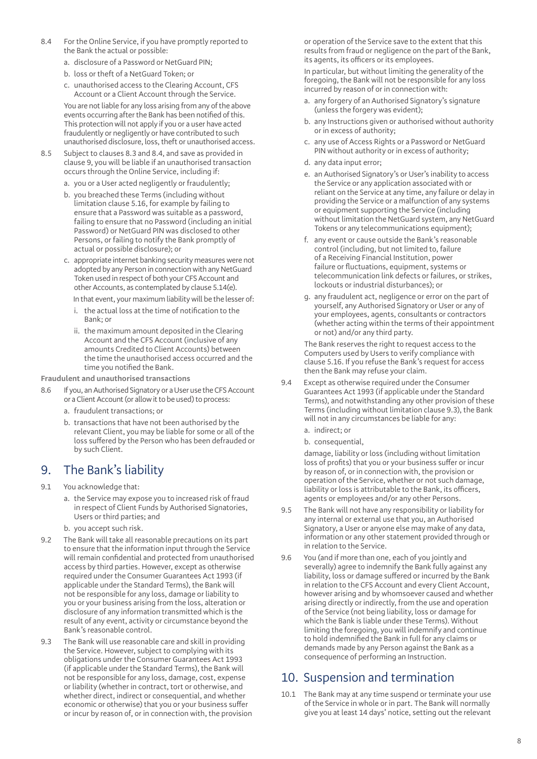8.4 For the Online Service, if you have promptly reported to the Bank the actual or possible:

a. disclosure of a Password or NetGuard PIN;

b. loss or theft of a NetGuard Token; or

c. unauthorised access to the Clearing Account, CFS Account or a Client Account through the Service.

You are not liable for any loss arising from any of the above events occurring after the Bank has been notified of this. This protection will not apply if you or a user have acted fraudulently or negligently or have contributed to such unauthorised disclosure, loss, theft or unauthorised access.

8.5 Subject to clauses 8.3 and 8.4, and save as provided in clause 9, you will be liable if an unauthorised transaction occurs through the Online Service, including if:

a. you or a User acted negligently or fraudulently;

b. you breached these Terms (including without limitation clause 5.16, for example by failing to ensure that a Password was suitable as a password, failing to ensure that no Password (including an initial Password) or NetGuard PIN was disclosed to other Persons, or failing to notify the Bank promptly of actual or possible disclosure); or

c. appropriate internet banking security measures were not adopted by any Person in connection with any NetGuard Token used in respect of both your CFS Account and other Accounts, as contemplated by clause 5.14(e).

In that event, your maximum liability will be the lesser of:

i. the actual loss at the time of notification to the Bank; or

ii. the maximum amount deposited in the Clearing Account and the CFS Account (inclusive of any amounts Credited to Client Accounts) between the time the unauthorised access occurred and the time you notified the Bank.

**Fraudulent and unauthorised transactions**

8.6 If you, an Authorised Signatory or a User use the CFS Account or a Client Account (or allow it to be used) to process:

a. fraudulent transactions; or

b. transactions that have not been authorised by the relevant Client, you may be liable for some or all of the loss suffered by the Person who has been defrauded or by such Client.

## 9. The Bank's liability

9.1 You acknowledge that:

a. the Service may expose you to increased risk of fraud in respect of Client Funds by Authorised Signatories, Users or third parties; and

b. you accept such risk.

9.2 The Bank will take all reasonable precautions on its part to ensure that the information input through the Service will remain confidential and protected from unauthorised access by third parties. However, except as otherwise required under the Consumer Guarantees Act 1993 (if applicable under the Standard Terms), the Bank will not be responsible for any loss, damage or liability to you or your business arising from the loss, alteration or disclosure of any information transmitted which is the result of any event, activity or circumstance beyond the Bank's reasonable control.

9.3 The Bank will use reasonable care and skill in providing the Service. However, subject to complying with its obligations under the Consumer Guarantees Act 1993 (if applicable under the Standard Terms), the Bank will not be responsible for any loss, damage, cost, expense or liability (whether in contract, tort or otherwise, and whether direct, indirect or consequential, and whether economic or otherwise) that you or your business suffer or incur by reason of, or in connection with, the provision or operation of the Service save to the extent that this results from fraud or negligence on the part of the Bank, its agents, its officers or its employees.

In particular, but without limiting the generality of the foregoing, the Bank will not be responsible for any loss incurred by reason of or in connection with:

a. any forgery of an Authorised Signatory's signature (unless the forgery was evident);

b. any Instructions given or authorised without authority or in excess of authority;

c. any use of Access Rights or a Password or NetGuard PIN without authority or in excess of authority;

d. any data input error;

e. an Authorised Signatory's or User's inability to access the Service or any application associated with or reliant on the Service at any time, any failure or delay in providing the Service or a malfunction of any systems or equipment supporting the Service (including without limitation the NetGuard system, any NetGuard Tokens or any telecommunications equipment);

f. any event or cause outside the Bank's reasonable control (including, but not limited to, failure of a Receiving Financial Institution, power failure or fluctuations, equipment, systems or telecommunication link defects or failures, or strikes, lockouts or industrial disturbances); or

g. any fraudulent act, negligence or error on the part of yourself, any Authorised Signatory or User or any of your employees, agents, consultants or contractors (whether acting within the terms of their appointment or not) and/or any third party.

The Bank reserves the right to request access to the Computers used by Users to verify compliance with clause 5.16. If you refuse the Bank's request for access then the Bank may refuse your claim.

9.4 Except as otherwise required under the Consumer Guarantees Act 1993 (if applicable under the Standard Terms), and notwithstanding any other provision of these Terms (including without limitation clause 9.3), the Bank will not in any circumstances be liable for any:

a. indirect; or

b. consequential,

damage, liability or loss (including without limitation loss of profits) that you or your business suffer or incur by reason of, or in connection with, the provision or operation of the Service, whether or not such damage, liability or loss is attributable to the Bank, its officers, agents or employees and/or any other Persons.

9.5 The Bank will not have any responsibility or liability for any internal or external use that you, an Authorised Signatory, a User or anyone else may make of any data, information or any other statement provided through or in relation to the Service.

9.6 You (and if more than one, each of you jointly and severally) agree to indemnify the Bank fully against any liability, loss or damage suffered or incurred by the Bank in relation to the CFS Account and every Client Account, however arising and by whomsoever caused and whether arising directly or indirectly, from the use and operation of the Service (not being liability, loss or damage for which the Bank is liable under these Terms). Without limiting the foregoing, you will indemnify and continue to hold indemnified the Bank in full for any claims or demands made by any Person against the Bank as a consequence of performing an Instruction.

## 10. Suspension and termination

10.1 The Bank may at any time suspend or terminate your use of the Service in whole or in part. The Bank will normally give you at least 14 days' notice, setting out the relevant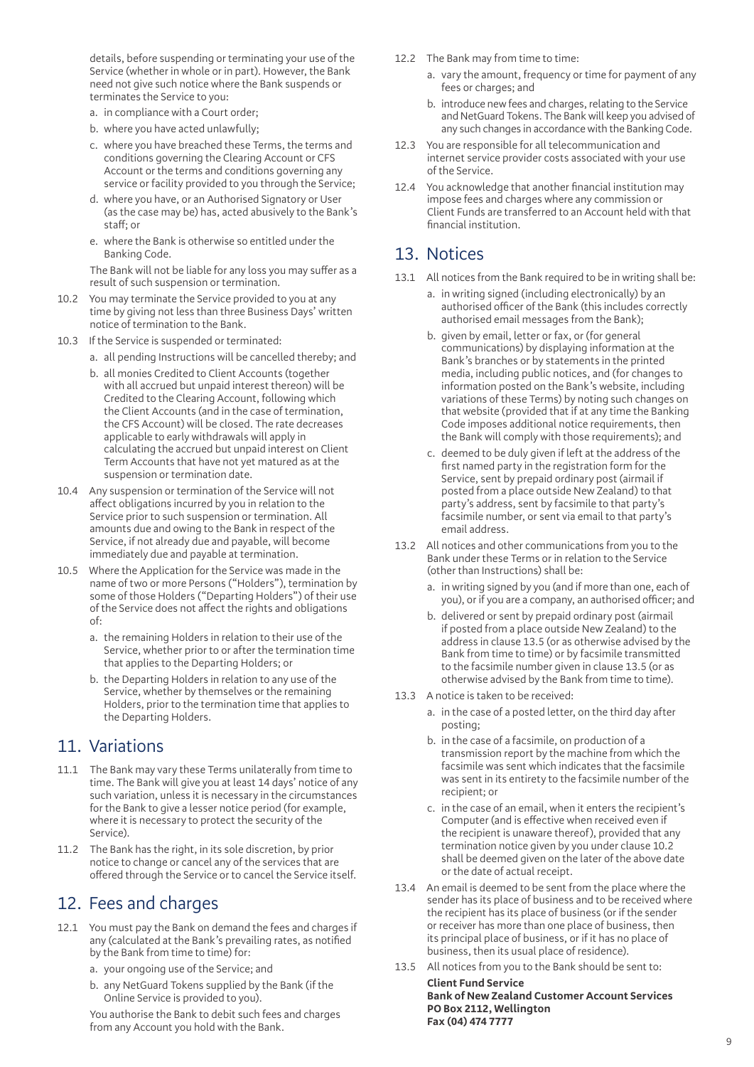details, before suspending or terminating your use of the Service (whether in whole or in part). However, the Bank need not give such notice where the Bank suspends or terminates the Service to you:

a. in compliance with a Court order;

b. where you have acted unlawfully;

c. where you have breached these Terms, the terms and conditions governing the Clearing Account or CFS Account or the terms and conditions governing any service or facility provided to you through the Service;

d. where you have, or an Authorised Signatory or User (as the case may be) has, acted abusively to the Bank's staff; or

e. where the Bank is otherwise so entitled under the Banking Code.

The Bank will not be liable for any loss you may suffer as a result of such suspension or termination.

10.2 You may terminate the Service provided to you at any time by giving not less than three Business Days' written notice of termination to the Bank.

10.3 If the Service is suspended or terminated:

a. all pending Instructions will be cancelled thereby; and

b. all monies Credited to Client Accounts (together with all accrued but unpaid interest thereon) will be Credited to the Clearing Account, following which the Client Accounts (and in the case of termination, the CFS Account) will be closed. The rate decreases applicable to early withdrawals will apply in calculating the accrued but unpaid interest on Client Term Accounts that have not yet matured as at the suspension or termination date.

10.4 Any suspension or termination of the Service will not affect obligations incurred by you in relation to the Service prior to such suspension or termination. All amounts due and owing to the Bank in respect of the Service, if not already due and payable, will become immediately due and payable at termination.

10.5 Where the Application for the Service was made in the name of two or more Persons ("Holders"), termination by some of those Holders ("Departing Holders") of their use of the Service does not affect the rights and obligations of:

a. the remaining Holders in relation to their use of the Service, whether prior to or after the termination time that applies to the Departing Holders; or

b. the Departing Holders in relation to any use of the Service, whether by themselves or the remaining Holders, prior to the termination time that applies to the Departing Holders.

## 11. Variations

11.1 The Bank may vary these Terms unilaterally from time to time. The Bank will give you at least 14 days' notice of any such variation, unless it is necessary in the circumstances for the Bank to give a lesser notice period (for example, where it is necessary to protect the security of the Service).

11.2 The Bank has the right, in its sole discretion, by prior notice to change or cancel any of the services that are offered through the Service or to cancel the Service itself.

## 12. Fees and charges

12.1 You must pay the Bank on demand the fees and charges if any (calculated at the Bank's prevailing rates, as notified by the Bank from time to time) for:

a. your ongoing use of the Service; and

b. any NetGuard Tokens supplied by the Bank (if the Online Service is provided to you).

You authorise the Bank to debit such fees and charges from any Account you hold with the Bank.

12.2 The Bank may from time to time:

a. vary the amount, frequency or time for payment of any fees or charges; and

b. introduce new fees and charges, relating to the Service and NetGuard Tokens. The Bank will keep you advised of any such changes in accordance with the Banking Code.

12.3 You are responsible for all telecommunication and internet service provider costs associated with your use of the Service.

12.4 You acknowledge that another financial institution may impose fees and charges where any commission or Client Funds are transferred to an Account held with that financial institution.

## 13. Notices

13.1 All notices from the Bank required to be in writing shall be:

a. in writing signed (including electronically) by an authorised officer of the Bank (this includes correctly authorised email messages from the Bank);

b. given by email, letter or fax, or (for general communications) by displaying information at the Bank's branches or by statements in the printed media, including public notices, and (for changes to information posted on the Bank's website, including variations of these Terms) by noting such changes on that website (provided that if at any time the Banking Code imposes additional notice requirements, then the Bank will comply with those requirements); and

c. deemed to be duly given if left at the address of the first named party in the registration form for the Service, sent by prepaid ordinary post (airmail if posted from a place outside New Zealand) to that party's address, sent by facsimile to that party's facsimile number, or sent via email to that party's email address.

13.2 All notices and other communications from you to the Bank under these Terms or in relation to the Service (other than Instructions) shall be:

a. in writing signed by you (and if more than one, each of you), or if you are a company, an authorised officer; and

b. delivered or sent by prepaid ordinary post (airmail if posted from a place outside New Zealand) to the address in clause 13.5 (or as otherwise advised by the Bank from time to time) or by facsimile transmitted to the facsimile number given in clause 13.5 (or as otherwise advised by the Bank from time to time).

13.3 A notice is taken to be received:

a. in the case of a posted letter, on the third day after posting;

b. in the case of a facsimile, on production of a transmission report by the machine from which the facsimile was sent which indicates that the facsimile was sent in its entirety to the facsimile number of the recipient; or

c. in the case of an email, when it enters the recipient's Computer (and is effective when received even if the recipient is unaware thereof), provided that any termination notice given by you under clause 10.2 shall be deemed given on the later of the above date or the date of actual receipt.

13.4 An email is deemed to be sent from the place where the sender has its place of business and to be received where the recipient has its place of business (or if the sender or receiver has more than one place of business, then its principal place of business, or if it has no place of business, then its usual place of residence).

13.5 All notices from you to the Bank should be sent to:

**Client Fund Service**
**Bank of New Zealand Customer Account Services**
**PO Box 2112, Wellington**
**Fax (04) 474 7777**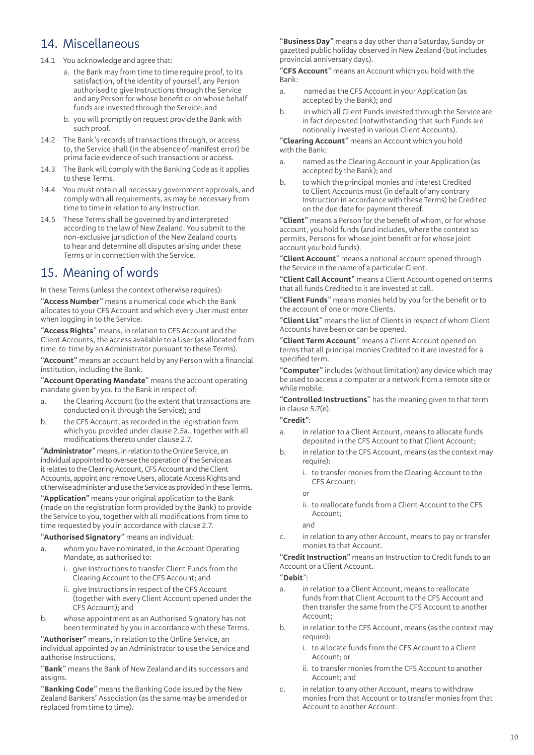## 14. Miscellaneous

14.1 You acknowledge and agree that:

a. the Bank may from time to time require proof, to its satisfaction, of the identity of yourself, any Person authorised to give Instructions through the Service and any Person for whose benefit or on whose behalf funds are invested through the Service; and

b. you will promptly on request provide the Bank with such proof.

14.2 The Bank's records of transactions through, or access to, the Service shall (in the absence of manifest error) be prima facie evidence of such transactions or access.

14.3 The Bank will comply with the Banking Code as it applies to these Terms.

14.4 You must obtain all necessary government approvals, and comply with all requirements, as may be necessary from time to time in relation to any Instruction.

14.5 These Terms shall be governed by and interpreted according to the law of New Zealand. You submit to the non-exclusive jurisdiction of the New Zealand courts to hear and determine all disputes arising under these Terms or in connection with the Service.

## 15. Meaning of words

In these Terms (unless the context otherwise requires):

"**Access Number**" means a numerical code which the Bank allocates to your CFS Account and which every User must enter when logging in to the Service.

"**Access Rights**" means, in relation to CFS Account and the Client Accounts, the access available to a User (as allocated from time-to-time by an Administrator pursuant to these Terms).

"**Account**" means an account held by any Person with a financial institution, including the Bank.

"**Account Operating Mandate**" means the account operating mandate given by you to the Bank in respect of:

a. the Clearing Account (to the extent that transactions are conducted on it through the Service); and

b. the CFS Account, as recorded in the registration form which you provided under clause 2.5a., together with all modifications thereto under clause 2.7.

"**Administrator**" means, in relation to the Online Service, an individual appointed to oversee the operation of the Service as it relates to the Clearing Account, CFS Account and the Client Accounts, appoint and remove Users, allocate Access Rights and otherwise administer and use the Service as provided in these Terms.

"**Application**" means your original application to the Bank (made on the registration form provided by the Bank) to provide the Service to you, together with all modifications from time to time requested by you in accordance with clause 2.7.

"**Authorised Signatory**" means an individual:

a. whom you have nominated, in the Account Operating Mandate, as authorised to:

   i. give Instructions to transfer Client Funds from the Clearing Account to the CFS Account; and

   ii. give Instructions in respect of the CFS Account (together with every Client Account opened under the CFS Account); and

b. whose appointment as an Authorised Signatory has not been terminated by you in accordance with these Terms.

"**Authoriser**" means, in relation to the Online Service, an individual appointed by an Administrator to use the Service and authorise Instructions.

"**Bank**" means the Bank of New Zealand and its successors and assigns.

"**Banking Code**" means the Banking Code issued by the New Zealand Bankers' Association (as the same may be amended or replaced from time to time).

"**Business Day**" means a day other than a Saturday, Sunday or gazetted public holiday observed in New Zealand (but includes provincial anniversary days).

"**CFS Account**" means an Account which you hold with the Bank:

a. named as the CFS Account in your Application (as accepted by the Bank); and

b. in which all Client Funds invested through the Service are in fact deposited (notwithstanding that such Funds are notionally invested in various Client Accounts).

"**Clearing Account**" means an Account which you hold with the Bank:

a. named as the Clearing Account in your Application (as accepted by the Bank); and

b. to which the principal monies and interest Credited to Client Accounts must (in default of any contrary Instruction in accordance with these Terms) be Credited on the due date for payment thereof.

"**Client**" means a Person for the benefit of whom, or for whose account, you hold funds (and includes, where the context so permits, Persons for whose joint benefit or for whose joint account you hold funds).

"**Client Account**" means a notional account opened through the Service in the name of a particular Client.

"**Client Call Account**" means a Client Account opened on terms that all funds Credited to it are invested at call.

"**Client Funds**" means monies held by you for the benefit or to the account of one or more Clients.

"**Client List**" means the list of Clients in respect of whom Client Accounts have been or can be opened.

"**Client Term Account**" means a Client Account opened on terms that all principal monies Credited to it are invested for a specified term.

"**Computer**" includes (without limitation) any device which may be used to access a computer or a network from a remote site or while mobile.

"**Controlled Instructions**" has the meaning given to that term in clause 5.7(e).

"**Credit**":

a. in relation to a Client Account, means to allocate funds deposited in the CFS Account to that Client Account;

b. in relation to the CFS Account, means (as the context may require):

   i. to transfer monies from the Clearing Account to the CFS Account;

   or

   ii. to reallocate funds from a Client Account to the CFS Account;

   and

c. in relation to any other Account, means to pay or transfer monies to that Account.

"**Credit Instruction**" means an Instruction to Credit funds to an Account or a Client Account.

"**Debit**":

a. in relation to a Client Account, means to reallocate funds from that Client Account to the CFS Account and then transfer the same from the CFS Account to another Account;

b. in relation to the CFS Account, means (as the context may require):

   i. to allocate funds from the CFS Account to a Client Account; or

   ii. to transfer monies from the CFS Account to another Account; and

c. in relation to any other Account, means to withdraw monies from that Account or to transfer monies from that Account to another Account.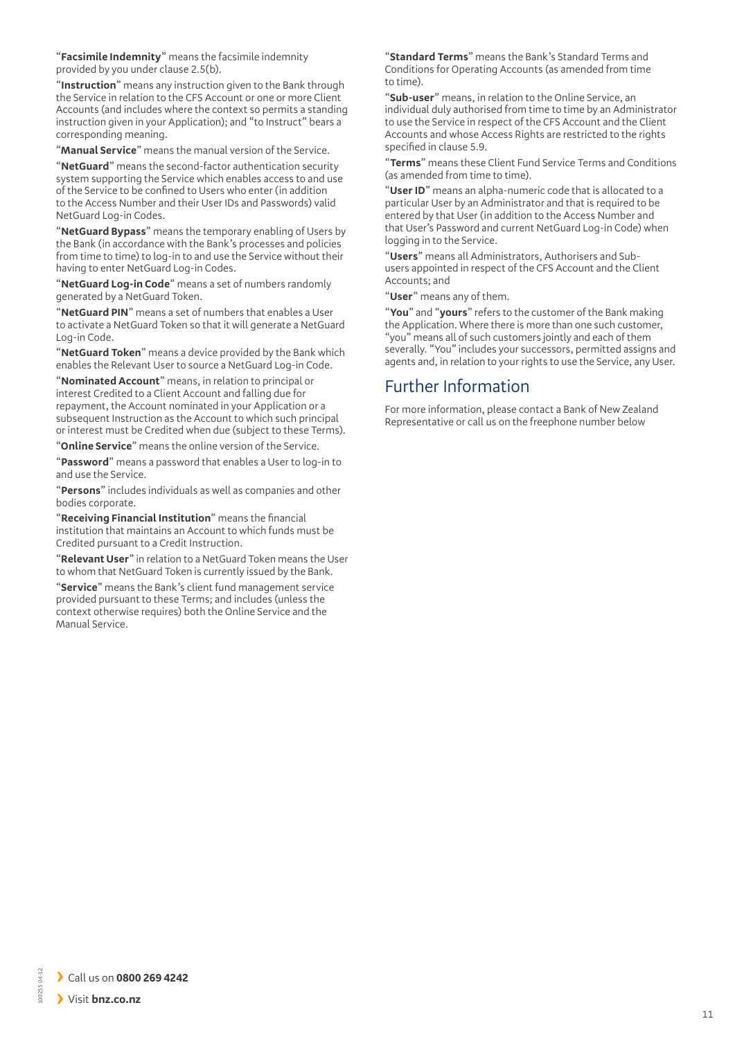"**Facsimile Indemnity**" means the facsimile indemnity provided by you under clause 2.5(b).

"**Instruction**" means any instruction given to the Bank through the Service in relation to the CFS Account or one or more Client Accounts (and includes where the context so permits a standing instruction given in your Application); and "to Instruct" bears a corresponding meaning.

"**Manual Service**" means the manual version of the Service.

"**NetGuard**" means the second-factor authentication security system supporting the Service which enables access to and use of the Service to be confined to Users who enter (in addition to the Access Number and their User IDs and Passwords) valid NetGuard Log-in Codes.

"**NetGuard Bypass**" means the temporary enabling of Users by the Bank (in accordance with the Bank's processes and policies from time to time) to log-in to and use the Service without their having to enter NetGuard Log-in Codes.

"**NetGuard Log-in Code**" means a set of numbers randomly generated by a NetGuard Token.

"**NetGuard PIN**" means a set of numbers that enables a User to activate a NetGuard Token so that it will generate a NetGuard Log-in Code.

"**NetGuard Token**" means a device provided by the Bank which enables the Relevant User to source a NetGuard Log-in Code.

"**Nominated Account**" means, in relation to principal or interest Credited to a Client Account and falling due for repayment, the Account nominated in your Application or a subsequent Instruction as the Account to which such principal or interest must be Credited when due (subject to these Terms).

"**Online Service**" means the online version of the Service.

"**Password**" means a password that enables a User to log-in to and use the Service.

"**Persons**" includes individuals as well as companies and other bodies corporate.

"**Receiving Financial Institution**" means the financial institution that maintains an Account to which funds must be Credited pursuant to a Credit Instruction.

"**Relevant User**" in relation to a NetGuard Token means the User to whom that NetGuard Token is currently issued by the Bank.

"**Service**" means the Bank's client fund management service provided pursuant to these Terms; and includes (unless the context otherwise requires) both the Online Service and the Manual Service.

"**Standard Terms**" means the Bank's Standard Terms and Conditions for Operating Accounts (as amended from time to time).

"**Sub-user**" means, in relation to the Online Service, an individual duly authorised from time to time by an Administrator to use the Service in respect of the CFS Account and the Client Accounts and whose Access Rights are restricted to the rights specified in clause 5.9.

"**Terms**" means these Client Fund Service Terms and Conditions (as amended from time to time).

"**User ID**" means an alpha-numeric code that is allocated to a particular User by an Administrator and that is required to be entered by that User (in addition to the Access Number and that User's Password and current NetGuard Log-in Code) when logging in to the Service.

"**Users**" means all Administrators, Authorisers and Sub-users appointed in respect of the CFS Account and the Client Accounts; and

"**User**" means any of them.

"**You**" and "**yours**" refers to the customer of the Bank making the Application. Where there is more than one such customer, "you" means all of such customers jointly and each of them severally. "You" includes your successors, permitted assigns and agents and, in relation to your rights to use the Service, any User.

## Further Information

For more information, please contact a Bank of New Zealand Representative or call us on the freephone number below

› Call us on **0800 269 4242**

› Visit **bnz.co.nz**

100255 04-12